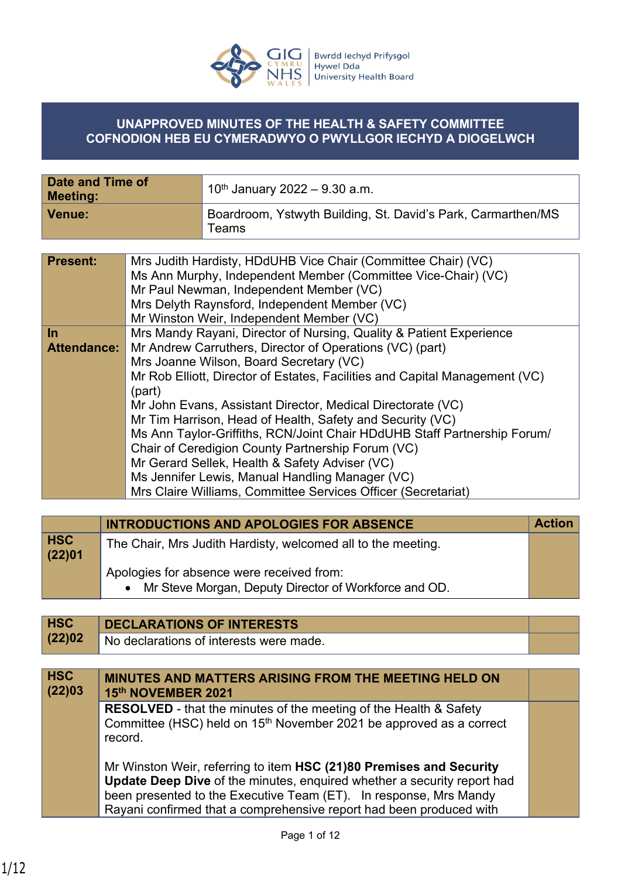Bwrdd Iechyd Prifysgol Hywel Dda University Health Board

# UNAPPROVED MINUTES OF THE HEALTH & SAFETY COMMITTEE
# COFNODION HEB EU CYMERADWYO O PWYLLGOR IECHYD A DIOGELWCH

| | |
|---|---|
| **Date and Time of Meeting:** | 10th January 2022 – 9.30 a.m. |
| **Venue:** | Boardroom, Ystwyth Building, St. David's Park, Carmarthen/MS Teams |

| | |
|---|---|
| **Present:** | Mrs Judith Hardisty, HDdUHB Vice Chair (Committee Chair) (VC)<br>Ms Ann Murphy, Independent Member (Committee Vice-Chair) (VC)<br>Mr Paul Newman, Independent Member (VC)<br>Mrs Delyth Raynsford, Independent Member (VC)<br>Mr Winston Weir, Independent Member (VC) |
| **In Attendance:** | Mrs Mandy Rayani, Director of Nursing, Quality & Patient Experience<br>Mr Andrew Carruthers, Director of Operations (VC) (part)<br>Mrs Joanne Wilson, Board Secretary (VC)<br>Mr Rob Elliott, Director of Estates, Facilities and Capital Management (VC) (part)<br>Mr John Evans, Assistant Director, Medical Directorate (VC)<br>Mr Tim Harrison, Head of Health, Safety and Security (VC)<br>Ms Ann Taylor-Griffiths, RCN/Joint Chair HDdUHB Staff Partnership Forum/ Chair of Ceredigion County Partnership Forum (VC)<br>Mr Gerard Sellek, Health & Safety Adviser (VC)<br>Ms Jennifer Lewis, Manual Handling Manager (VC)<br>Mrs Claire Williams, Committee Services Officer (Secretariat) |

| | **INTRODUCTIONS AND APOLOGIES FOR ABSENCE** | **Action** |
|---|---|---|
| **HSC (22)01** | The Chair, Mrs Judith Hardisty, welcomed all to the meeting.<br><br>Apologies for absence were received from:<br>• Mr Steve Morgan, Deputy Director of Workforce and OD. | |

| | | |
|---|---|---|
| **HSC (22)02** | **DECLARATIONS OF INTERESTS** | |
| | No declarations of interests were made. | |

| | | |
|---|---|---|
| **HSC (22)03** | **MINUTES AND MATTERS ARISING FROM THE MEETING HELD ON 15th NOVEMBER 2021** | |
| | **RESOLVED** - that the minutes of the meeting of the Health & Safety Committee (HSC) held on 15th November 2021 be approved as a correct record.<br><br>Mr Winston Weir, referring to item **HSC (21)80 Premises and Security Update Deep Dive** of the minutes, enquired whether a security report had been presented to the Executive Team (ET). In response, Mrs Mandy Rayani confirmed that a comprehensive report had been produced with | |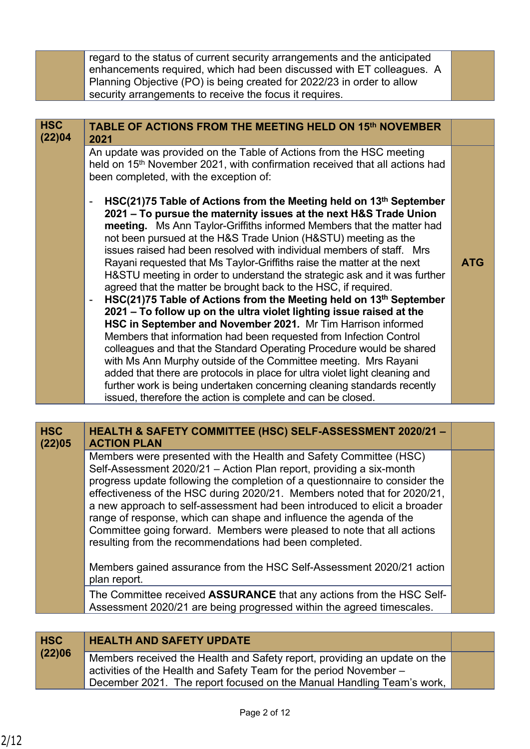| | | |
|---|---|---|
| | regard to the status of current security arrangements and the anticipated enhancements required, which had been discussed with ET colleagues. A Planning Objective (PO) is being created for 2022/23 in order to allow security arrangements to receive the focus it requires. | |

| HSC (22)04 | **TABLE OF ACTIONS FROM THE MEETING HELD ON 15th NOVEMBER 2021** | |
|---|---|---|
| | An update was provided on the Table of Actions from the HSC meeting held on 15th November 2021, with confirmation received that all actions had been completed, with the exception of:<br><br>- **HSC(21)75 Table of Actions from the Meeting held on 13th September 2021 – To pursue the maternity issues at the next H&S Trade Union meeting.** Ms Ann Taylor-Griffiths informed Members that the matter had not been pursued at the H&S Trade Union (H&STU) meeting as the issues raised had been resolved with individual members of staff. Mrs Rayani requested that Ms Taylor-Griffiths raise the matter at the next H&STU meeting in order to understand the strategic ask and it was further agreed that the matter be brought back to the HSC, if required.<br>- **HSC(21)75 Table of Actions from the Meeting held on 13th September 2021 – To follow up on the ultra violet lighting issue raised at the HSC in September and November 2021.** Mr Tim Harrison informed Members that information had been requested from Infection Control colleagues and that the Standard Operating Procedure would be shared with Ms Ann Murphy outside of the Committee meeting. Mrs Rayani added that there are protocols in place for ultra violet light cleaning and further work is being undertaken concerning cleaning standards recently issued, therefore the action is complete and can be closed. | **ATG** |

| HSC (22)05 | **HEALTH & SAFETY COMMITTEE (HSC) SELF-ASSESSMENT 2020/21 – ACTION PLAN** | |
|---|---|---|
| | Members were presented with the Health and Safety Committee (HSC) Self-Assessment 2020/21 – Action Plan report, providing a six-month progress update following the completion of a questionnaire to consider the effectiveness of the HSC during 2020/21. Members noted that for 2020/21, a new approach to self-assessment had been introduced to elicit a broader range of response, which can shape and influence the agenda of the Committee going forward. Members were pleased to note that all actions resulting from the recommendations had been completed.<br><br>Members gained assurance from the HSC Self-Assessment 2020/21 action plan report. | |
| | The Committee received **ASSURANCE** that any actions from the HSC Self-Assessment 2020/21 are being progressed within the agreed timescales. | |

| HSC (22)06 | **HEALTH AND SAFETY UPDATE** | |
|---|---|---|
| | Members received the Health and Safety report, providing an update on the activities of the Health and Safety Team for the period November – December 2021. The report focused on the Manual Handling Team's work, | |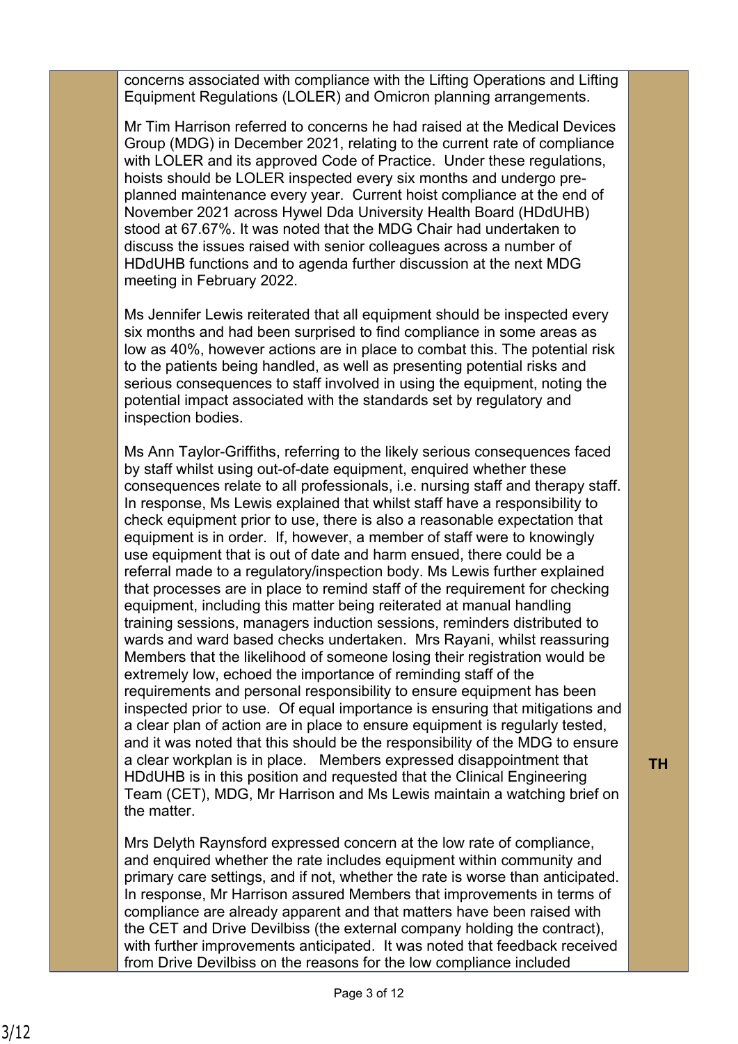|  | concerns associated with compliance with the Lifting Operations and Lifting Equipment Regulations (LOLER) and Omicron planning arrangements.<br><br>Mr Tim Harrison referred to concerns he had raised at the Medical Devices Group (MDG) in December 2021, relating to the current rate of compliance with LOLER and its approved Code of Practice. Under these regulations, hoists should be LOLER inspected every six months and undergo pre-planned maintenance every year. Current hoist compliance at the end of November 2021 across Hywel Dda University Health Board (HDdUHB) stood at 67.67%. It was noted that the MDG Chair had undertaken to discuss the issues raised with senior colleagues across a number of HDdUHB functions and to agenda further discussion at the next MDG meeting in February 2022.<br><br>Ms Jennifer Lewis reiterated that all equipment should be inspected every six months and had been surprised to find compliance in some areas as low as 40%, however actions are in place to combat this. The potential risk to the patients being handled, as well as presenting potential risks and serious consequences to staff involved in using the equipment, noting the potential impact associated with the standards set by regulatory and inspection bodies.<br><br>Ms Ann Taylor-Griffiths, referring to the likely serious consequences faced by staff whilst using out-of-date equipment, enquired whether these consequences relate to all professionals, i.e. nursing staff and therapy staff. In response, Ms Lewis explained that whilst staff have a responsibility to check equipment prior to use, there is also a reasonable expectation that equipment is in order. If, however, a member of staff were to knowingly use equipment that is out of date and harm ensued, there could be a referral made to a regulatory/inspection body. Ms Lewis further explained that processes are in place to remind staff of the requirement for checking equipment, including this matter being reiterated at manual handling training sessions, managers induction sessions, reminders distributed to wards and ward based checks undertaken. Mrs Rayani, whilst reassuring Members that the likelihood of someone losing their registration would be extremely low, echoed the importance of reminding staff of the requirements and personal responsibility to ensure equipment has been inspected prior to use. Of equal importance is ensuring that mitigations and a clear plan of action are in place to ensure equipment is regularly tested, and it was noted that this should be the responsibility of the MDG to ensure a clear workplan is in place. Members expressed disappointment that HDdUHB is in this position and requested that the Clinical Engineering Team (CET), MDG, Mr Harrison and Ms Lewis maintain a watching brief on the matter.<br><br>Mrs Delyth Raynsford expressed concern at the low rate of compliance, and enquired whether the rate includes equipment within community and primary care settings, and if not, whether the rate is worse than anticipated. In response, Mr Harrison assured Members that improvements in terms of compliance are already apparent and that matters have been raised with the CET and Drive Devilbiss (the external company holding the contract), with further improvements anticipated. It was noted that feedback received from Drive Devilbiss on the reasons for the low compliance included | **TH** |
|---|---|---|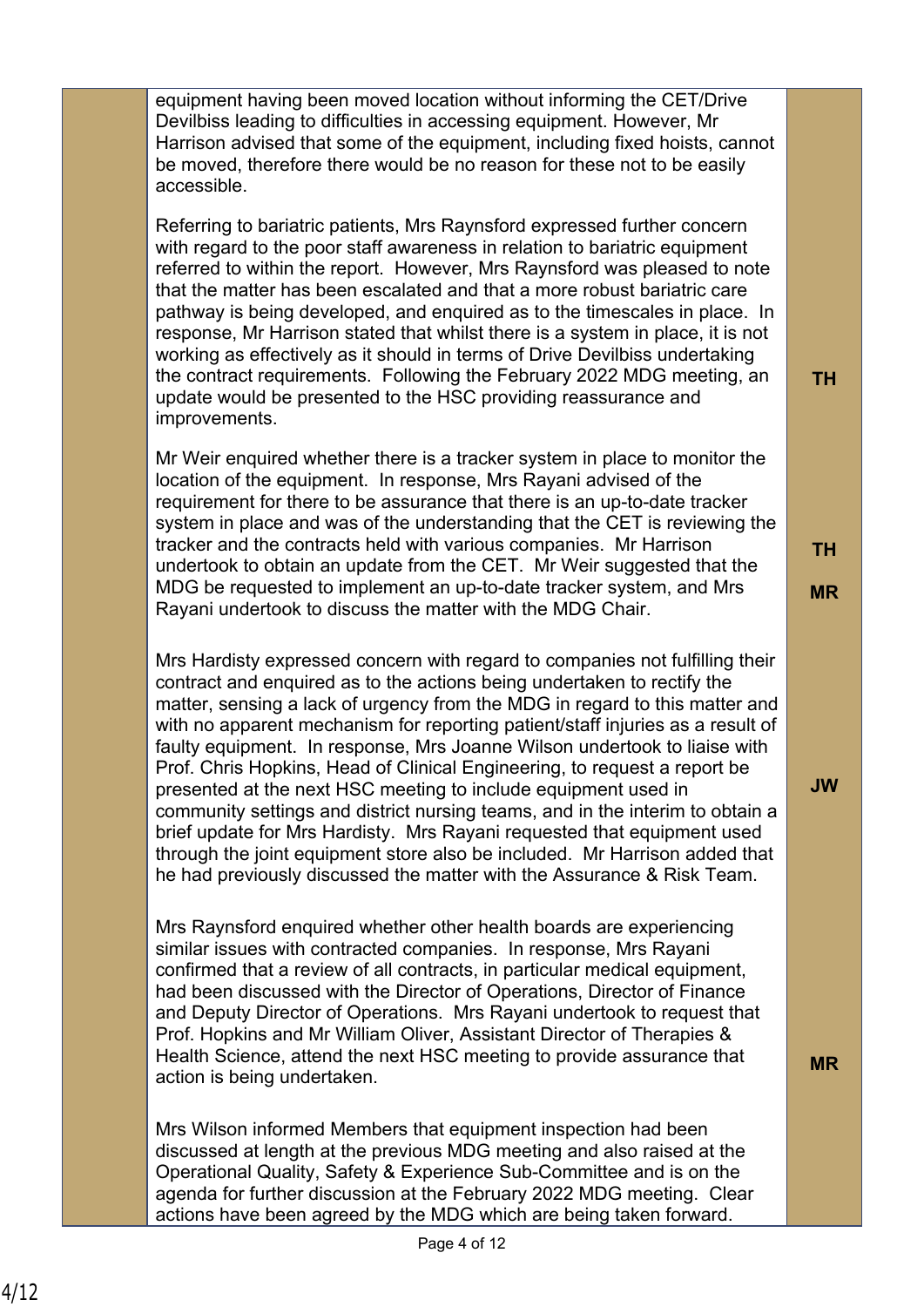| | | |
|---|---|---|
| | equipment having been moved location without informing the CET/Drive Devilbiss leading to difficulties in accessing equipment. However, Mr Harrison advised that some of the equipment, including fixed hoists, cannot be moved, therefore there would be no reason for these not to be easily accessible. | |
| | Referring to bariatric patients, Mrs Raynsford expressed further concern with regard to the poor staff awareness in relation to bariatric equipment referred to within the report. However, Mrs Raynsford was pleased to note that the matter has been escalated and that a more robust bariatric care pathway is being developed, and enquired as to the timescales in place. In response, Mr Harrison stated that whilst there is a system in place, it is not working as effectively as it should in terms of Drive Devilbiss undertaking the contract requirements. Following the February 2022 MDG meeting, an update would be presented to the HSC providing reassurance and improvements. | **TH** |
| | Mr Weir enquired whether there is a tracker system in place to monitor the location of the equipment. In response, Mrs Rayani advised of the requirement for there to be assurance that there is an up-to-date tracker system in place and was of the understanding that the CET is reviewing the tracker and the contracts held with various companies. Mr Harrison undertook to obtain an update from the CET. Mr Weir suggested that the MDG be requested to implement an up-to-date tracker system, and Mrs Rayani undertook to discuss the matter with the MDG Chair. | **TH**<br><br>**MR** |
| | Mrs Hardisty expressed concern with regard to companies not fulfilling their contract and enquired as to the actions being undertaken to rectify the matter, sensing a lack of urgency from the MDG in regard to this matter and with no apparent mechanism for reporting patient/staff injuries as a result of faulty equipment. In response, Mrs Joanne Wilson undertook to liaise with Prof. Chris Hopkins, Head of Clinical Engineering, to request a report be presented at the next HSC meeting to include equipment used in community settings and district nursing teams, and in the interim to obtain a brief update for Mrs Hardisty. Mrs Rayani requested that equipment used through the joint equipment store also be included. Mr Harrison added that he had previously discussed the matter with the Assurance & Risk Team. | **JW** |
| | Mrs Raynsford enquired whether other health boards are experiencing similar issues with contracted companies. In response, Mrs Rayani confirmed that a review of all contracts, in particular medical equipment, had been discussed with the Director of Operations, Director of Finance and Deputy Director of Operations. Mrs Rayani undertook to request that Prof. Hopkins and Mr William Oliver, Assistant Director of Therapies & Health Science, attend the next HSC meeting to provide assurance that action is being undertaken. | **MR** |
| | Mrs Wilson informed Members that equipment inspection had been discussed at length at the previous MDG meeting and also raised at the Operational Quality, Safety & Experience Sub-Committee and is on the agenda for further discussion at the February 2022 MDG meeting. Clear actions have been agreed by the MDG which are being taken forward. | |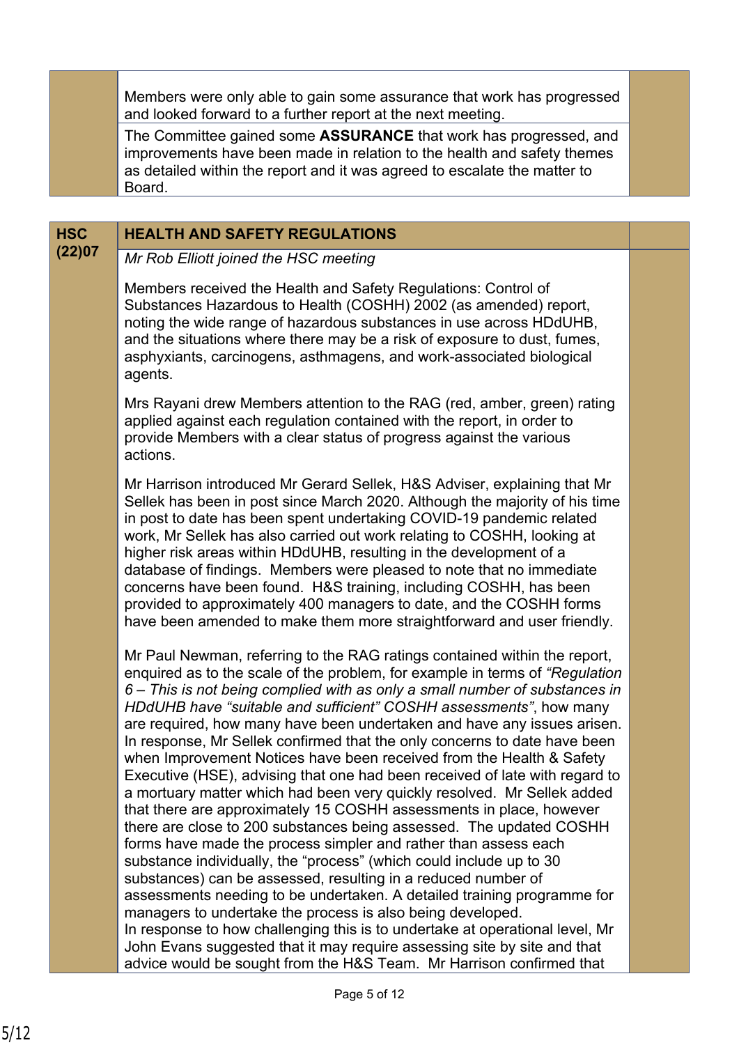Members were only able to gain some assurance that work has progressed and looked forward to a further report at the next meeting.

The Committee gained some **ASSURANCE** that work has progressed, and improvements have been made in relation to the health and safety themes as detailed within the report and it was agreed to escalate the matter to Board.

| HSC (22)07 | **HEALTH AND SAFETY REGULATIONS** |
|---|---|

*Mr Rob Elliott joined the HSC meeting*

Members received the Health and Safety Regulations: Control of Substances Hazardous to Health (COSHH) 2002 (as amended) report, noting the wide range of hazardous substances in use across HDdUHB, and the situations where there may be a risk of exposure to dust, fumes, asphyxiants, carcinogens, asthmagens, and work-associated biological agents.

Mrs Rayani drew Members attention to the RAG (red, amber, green) rating applied against each regulation contained with the report, in order to provide Members with a clear status of progress against the various actions.

Mr Harrison introduced Mr Gerard Sellek, H&S Adviser, explaining that Mr Sellek has been in post since March 2020. Although the majority of his time in post to date has been spent undertaking COVID-19 pandemic related work, Mr Sellek has also carried out work relating to COSHH, looking at higher risk areas within HDdUHB, resulting in the development of a database of findings. Members were pleased to note that no immediate concerns have been found. H&S training, including COSHH, has been provided to approximately 400 managers to date, and the COSHH forms have been amended to make them more straightforward and user friendly.

Mr Paul Newman, referring to the RAG ratings contained within the report, enquired as to the scale of the problem, for example in terms of *"Regulation 6 – This is not being complied with as only a small number of substances in HDdUHB have "suitable and sufficient" COSHH assessments"*, how many are required, how many have been undertaken and have any issues arisen. In response, Mr Sellek confirmed that the only concerns to date have been when Improvement Notices have been received from the Health & Safety Executive (HSE), advising that one had been received of late with regard to a mortuary matter which had been very quickly resolved. Mr Sellek added that there are approximately 15 COSHH assessments in place, however there are close to 200 substances being assessed. The updated COSHH forms have made the process simpler and rather than assess each substance individually, the "process" (which could include up to 30 substances) can be assessed, resulting in a reduced number of assessments needing to be undertaken. A detailed training programme for managers to undertake the process is also being developed.
In response to how challenging this is to undertake at operational level, Mr John Evans suggested that it may require assessing site by site and that advice would be sought from the H&S Team. Mr Harrison confirmed that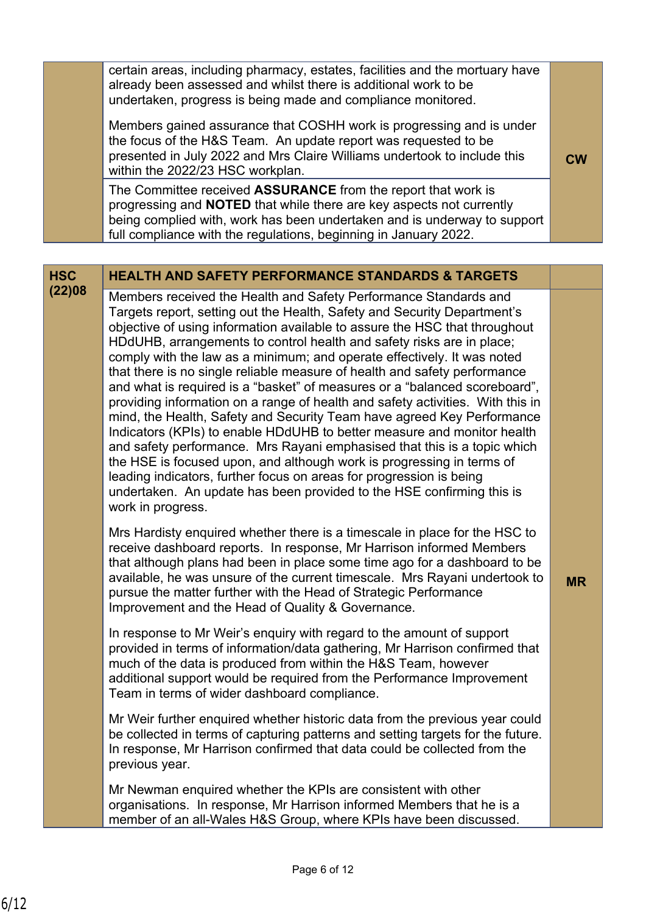| | | |
|---|---|---|
| | certain areas, including pharmacy, estates, facilities and the mortuary have already been assessed and whilst there is additional work to be undertaken, progress is being made and compliance monitored.<br><br>Members gained assurance that COSHH work is progressing and is under the focus of the H&S Team. An update report was requested to be presented in July 2022 and Mrs Claire Williams undertook to include this within the 2022/23 HSC workplan. | CW |
| | The Committee received **ASSURANCE** from the report that work is progressing and **NOTED** that while there are key aspects not currently being complied with, work has been undertaken and is underway to support full compliance with the regulations, beginning in January 2022. | |

| | | |
|---|---|---|
| **HSC (22)08** | **HEALTH AND SAFETY PERFORMANCE STANDARDS & TARGETS** | |
| | Members received the Health and Safety Performance Standards and Targets report, setting out the Health, Safety and Security Department's objective of using information available to assure the HSC that throughout HDdUHB, arrangements to control health and safety risks are in place; comply with the law as a minimum; and operate effectively. It was noted that there is no single reliable measure of health and safety performance and what is required is a "basket" of measures or a "balanced scoreboard", providing information on a range of health and safety activities. With this in mind, the Health, Safety and Security Team have agreed Key Performance Indicators (KPIs) to enable HDdUHB to better measure and monitor health and safety performance. Mrs Rayani emphasised that this is a topic which the HSE is focused upon, and although work is progressing in terms of leading indicators, further focus on areas for progression is being undertaken. An update has been provided to the HSE confirming this is work in progress.<br><br>Mrs Hardisty enquired whether there is a timescale in place for the HSC to receive dashboard reports. In response, Mr Harrison informed Members that although plans had been in place some time ago for a dashboard to be available, he was unsure of the current timescale. Mrs Rayani undertook to pursue the matter further with the Head of Strategic Performance Improvement and the Head of Quality & Governance.<br><br>In response to Mr Weir's enquiry with regard to the amount of support provided in terms of information/data gathering, Mr Harrison confirmed that much of the data is produced from within the H&S Team, however additional support would be required from the Performance Improvement Team in terms of wider dashboard compliance.<br><br>Mr Weir further enquired whether historic data from the previous year could be collected in terms of capturing patterns and setting targets for the future. In response, Mr Harrison confirmed that data could be collected from the previous year.<br><br>Mr Newman enquired whether the KPIs are consistent with other organisations. In response, Mr Harrison informed Members that he is a member of an all-Wales H&S Group, where KPIs have been discussed. | MR |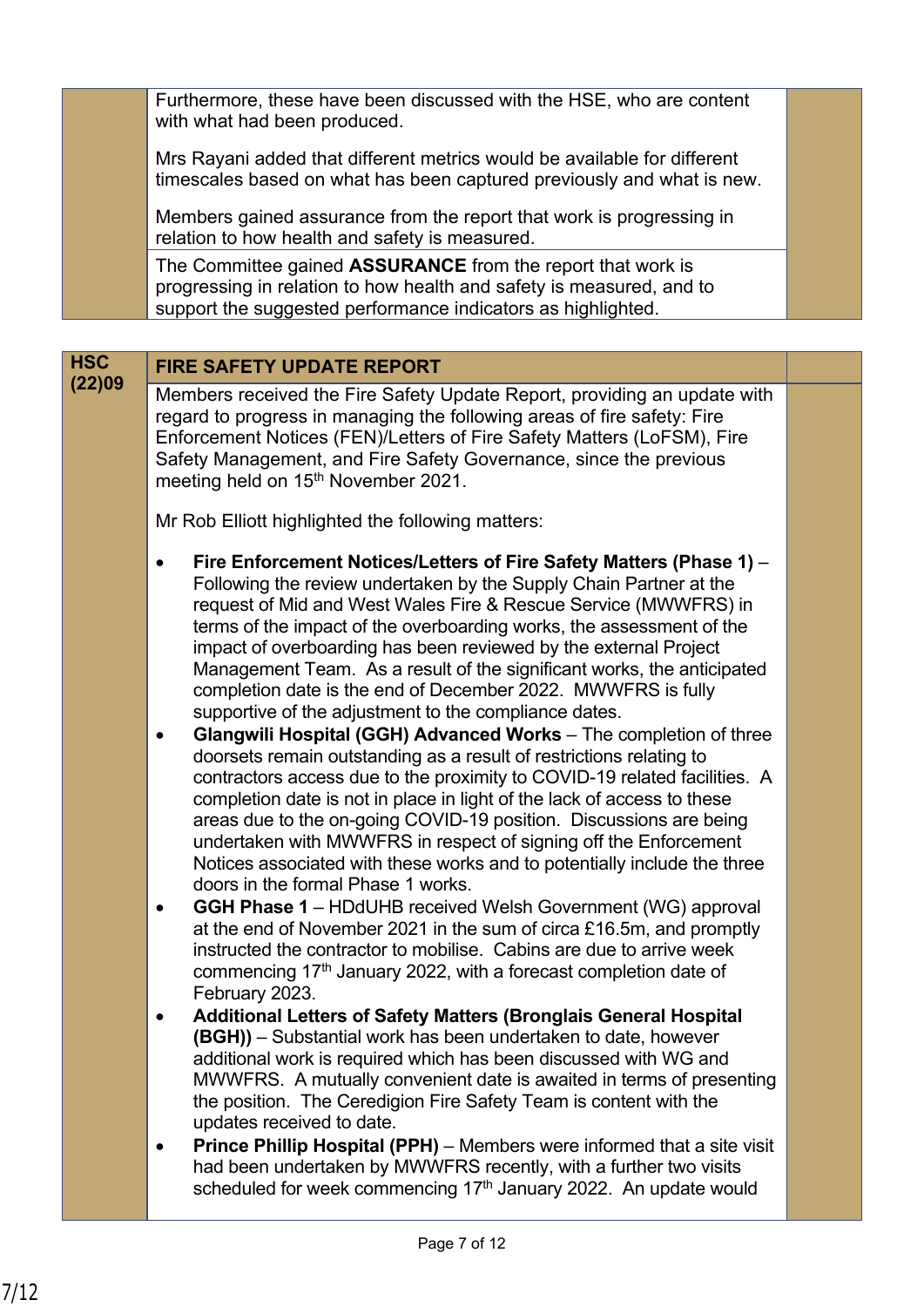Furthermore, these have been discussed with the HSE, who are content with what had been produced.

Mrs Rayani added that different metrics would be available for different timescales based on what has been captured previously and what is new.

Members gained assurance from the report that work is progressing in relation to how health and safety is measured.

The Committee gained **ASSURANCE** from the report that work is progressing in relation to how health and safety is measured, and to support the suggested performance indicators as highlighted.

**HSC (22)09**

## FIRE SAFETY UPDATE REPORT

Members received the Fire Safety Update Report, providing an update with regard to progress in managing the following areas of fire safety: Fire Enforcement Notices (FEN)/Letters of Fire Safety Matters (LoFSM), Fire Safety Management, and Fire Safety Governance, since the previous meeting held on 15th November 2021.

Mr Rob Elliott highlighted the following matters:

- **Fire Enforcement Notices/Letters of Fire Safety Matters (Phase 1)** – Following the review undertaken by the Supply Chain Partner at the request of Mid and West Wales Fire & Rescue Service (MWWFRS) in terms of the impact of the overboarding works, the assessment of the impact of overboarding has been reviewed by the external Project Management Team. As a result of the significant works, the anticipated completion date is the end of December 2022. MWWFRS is fully supportive of the adjustment to the compliance dates.
- **Glangwili Hospital (GGH) Advanced Works** – The completion of three doorsets remain outstanding as a result of restrictions relating to contractors access due to the proximity to COVID-19 related facilities. A completion date is not in place in light of the lack of access to these areas due to the on-going COVID-19 position. Discussions are being undertaken with MWWFRS in respect of signing off the Enforcement Notices associated with these works and to potentially include the three doors in the formal Phase 1 works.
- **GGH Phase 1** – HDdUHB received Welsh Government (WG) approval at the end of November 2021 in the sum of circa £16.5m, and promptly instructed the contractor to mobilise. Cabins are due to arrive week commencing 17th January 2022, with a forecast completion date of February 2023.
- **Additional Letters of Safety Matters (Bronglais General Hospital (BGH))** – Substantial work has been undertaken to date, however additional work is required which has been discussed with WG and MWWFRS. A mutually convenient date is awaited in terms of presenting the position. The Ceredigion Fire Safety Team is content with the updates received to date.
- **Prince Phillip Hospital (PPH)** – Members were informed that a site visit had been undertaken by MWWFRS recently, with a further two visits scheduled for week commencing 17th January 2022. An update would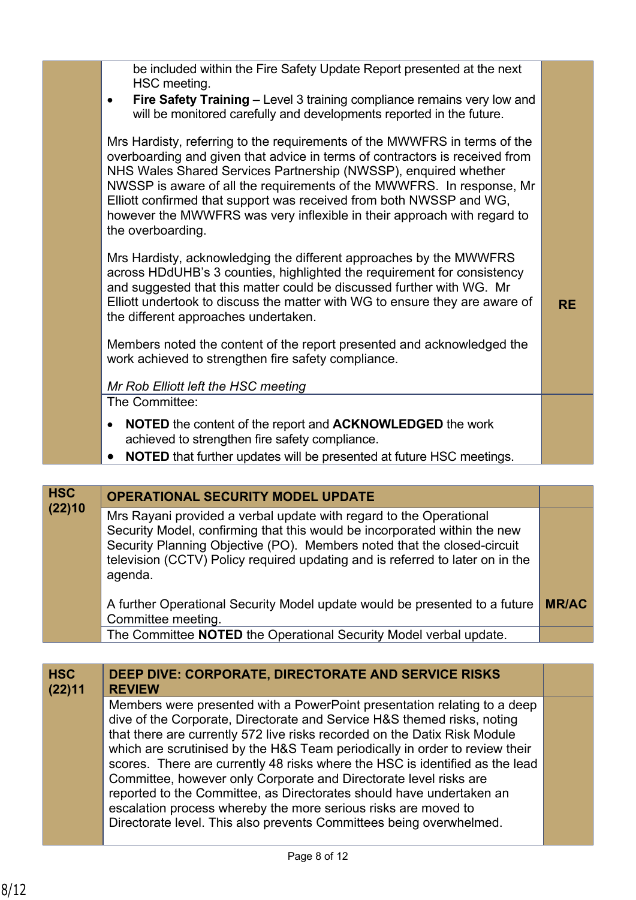| | | |
|---|---|---|
| | be included within the Fire Safety Update Report presented at the next HSC meeting.<br>• **Fire Safety Training** – Level 3 training compliance remains very low and will be monitored carefully and developments reported in the future.<br><br>Mrs Hardisty, referring to the requirements of the MWWFRS in terms of the overboarding and given that advice in terms of contractors is received from NHS Wales Shared Services Partnership (NWSSP), enquired whether NWSSP is aware of all the requirements of the MWWFRS. In response, Mr Elliott confirmed that support was received from both NWSSP and WG, however the MWWFRS was very inflexible in their approach with regard to the overboarding.<br><br>Mrs Hardisty, acknowledging the different approaches by the MWWFRS across HDdUHB's 3 counties, highlighted the requirement for consistency and suggested that this matter could be discussed further with WG. Mr Elliott undertook to discuss the matter with WG to ensure they are aware of the different approaches undertaken.<br><br>Members noted the content of the report presented and acknowledged the work achieved to strengthen fire safety compliance.<br><br>*Mr Rob Elliott left the HSC meeting* | **RE** |
| | The Committee:<br>• **NOTED** the content of the report and **ACKNOWLEDGED** the work achieved to strengthen fire safety compliance.<br>• **NOTED** that further updates will be presented at future HSC meetings. | |

| | | |
|---|---|---|
| **HSC (22)10** | **OPERATIONAL SECURITY MODEL UPDATE** | |
| | Mrs Rayani provided a verbal update with regard to the Operational Security Model, confirming that this would be incorporated within the new Security Planning Objective (PO). Members noted that the closed-circuit television (CCTV) Policy required updating and is referred to later on in the agenda.<br><br>A further Operational Security Model update would be presented to a future Committee meeting. | **MR/AC** |
| | The Committee **NOTED** the Operational Security Model verbal update. | |

| | | |
|---|---|---|
| **HSC (22)11** | **DEEP DIVE: CORPORATE, DIRECTORATE AND SERVICE RISKS REVIEW** | |
| | Members were presented with a PowerPoint presentation relating to a deep dive of the Corporate, Directorate and Service H&S themed risks, noting that there are currently 572 live risks recorded on the Datix Risk Module which are scrutinised by the H&S Team periodically in order to review their scores. There are currently 48 risks where the HSC is identified as the lead Committee, however only Corporate and Directorate level risks are reported to the Committee, as Directorates should have undertaken an escalation process whereby the more serious risks are moved to Directorate level. This also prevents Committees being overwhelmed. | |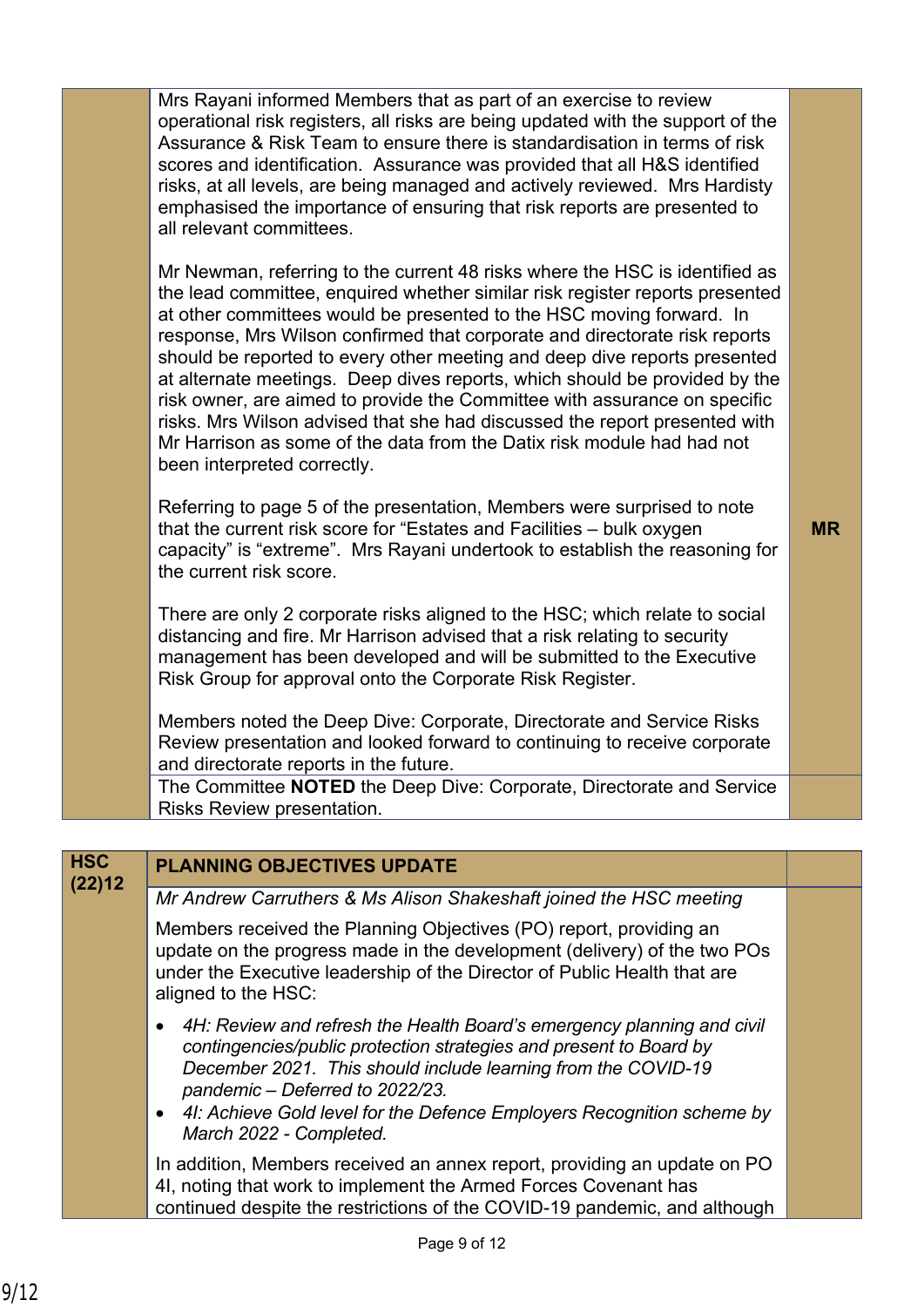| | | |
|---|---|---|
| | Mrs Rayani informed Members that as part of an exercise to review operational risk registers, all risks are being updated with the support of the Assurance & Risk Team to ensure there is standardisation in terms of risk scores and identification. Assurance was provided that all H&S identified risks, at all levels, are being managed and actively reviewed. Mrs Hardisty emphasised the importance of ensuring that risk reports are presented to all relevant committees.<br><br>Mr Newman, referring to the current 48 risks where the HSC is identified as the lead committee, enquired whether similar risk register reports presented at other committees would be presented to the HSC moving forward. In response, Mrs Wilson confirmed that corporate and directorate risk reports should be reported to every other meeting and deep dive reports presented at alternate meetings. Deep dives reports, which should be provided by the risk owner, are aimed to provide the Committee with assurance on specific risks. Mrs Wilson advised that she had discussed the report presented with Mr Harrison as some of the data from the Datix risk module had had not been interpreted correctly.<br><br>Referring to page 5 of the presentation, Members were surprised to note that the current risk score for "Estates and Facilities – bulk oxygen capacity" is "extreme". Mrs Rayani undertook to establish the reasoning for the current risk score.<br><br>There are only 2 corporate risks aligned to the HSC; which relate to social distancing and fire. Mr Harrison advised that a risk relating to security management has been developed and will be submitted to the Executive Risk Group for approval onto the Corporate Risk Register.<br><br>Members noted the Deep Dive: Corporate, Directorate and Service Risks Review presentation and looked forward to continuing to receive corporate and directorate reports in the future. | **MR** |
| | The Committee **NOTED** the Deep Dive: Corporate, Directorate and Service Risks Review presentation. | |

| | | |
|---|---|---|
| **HSC (22)12** | **PLANNING OBJECTIVES UPDATE** | |
| | *Mr Andrew Carruthers & Ms Alison Shakeshaft joined the HSC meeting*<br><br>Members received the Planning Objectives (PO) report, providing an update on the progress made in the development (delivery) of the two POs under the Executive leadership of the Director of Public Health that are aligned to the HSC:<br><br>• *4H: Review and refresh the Health Board's emergency planning and civil contingencies/public protection strategies and present to Board by December 2021. This should include learning from the COVID-19 pandemic – Deferred to 2022/23.*<br>• *4I: Achieve Gold level for the Defence Employers Recognition scheme by March 2022 - Completed.*<br><br>In addition, Members received an annex report, providing an update on PO 4I, noting that work to implement the Armed Forces Covenant has continued despite the restrictions of the COVID-19 pandemic, and although | |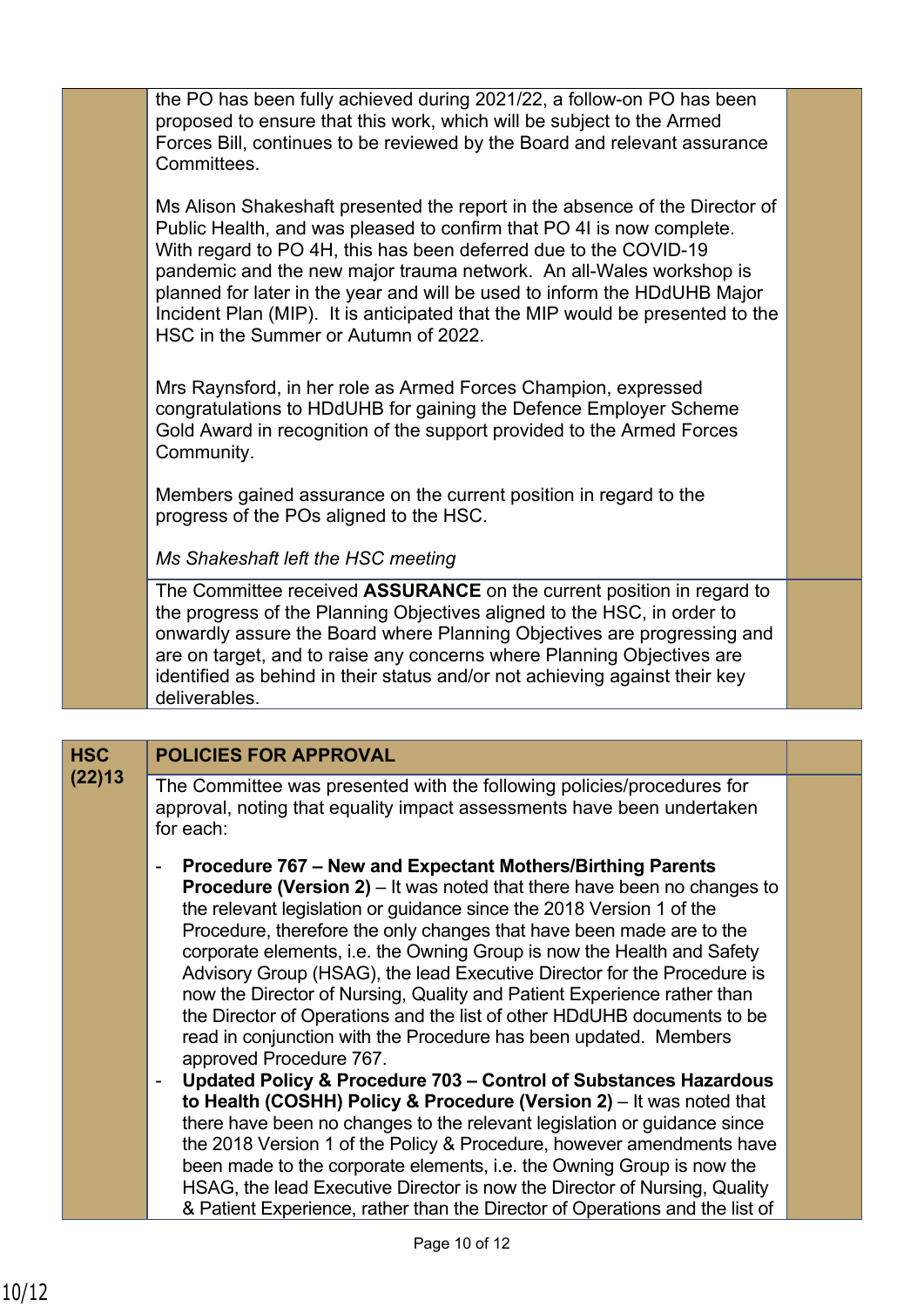| | | |
|---|---|---|
| | the PO has been fully achieved during 2021/22, a follow-on PO has been proposed to ensure that this work, which will be subject to the Armed Forces Bill, continues to be reviewed by the Board and relevant assurance Committees.<br><br>Ms Alison Shakeshaft presented the report in the absence of the Director of Public Health, and was pleased to confirm that PO 4I is now complete. With regard to PO 4H, this has been deferred due to the COVID-19 pandemic and the new major trauma network. An all-Wales workshop is planned for later in the year and will be used to inform the HDdUHB Major Incident Plan (MIP). It is anticipated that the MIP would be presented to the HSC in the Summer or Autumn of 2022.<br><br>Mrs Raynsford, in her role as Armed Forces Champion, expressed congratulations to HDdUHB for gaining the Defence Employer Scheme Gold Award in recognition of the support provided to the Armed Forces Community.<br><br>Members gained assurance on the current position in regard to the progress of the POs aligned to the HSC.<br><br>*Ms Shakeshaft left the HSC meeting* | |
| | The Committee received **ASSURANCE** on the current position in regard to the progress of the Planning Objectives aligned to the HSC, in order to onwardly assure the Board where Planning Objectives are progressing and are on target, and to raise any concerns where Planning Objectives are identified as behind in their status and/or not achieving against their key deliverables. | |

| **HSC (22)13** | **POLICIES FOR APPROVAL** | |
|---|---|---|
| | The Committee was presented with the following policies/procedures for approval, noting that equality impact assessments have been undertaken for each:<br><br>- **Procedure 767 – New and Expectant Mothers/Birthing Parents Procedure (Version 2)** – It was noted that there have been no changes to the relevant legislation or guidance since the 2018 Version 1 of the Procedure, therefore the only changes that have been made are to the corporate elements, i.e. the Owning Group is now the Health and Safety Advisory Group (HSAG), the lead Executive Director for the Procedure is now the Director of Nursing, Quality and Patient Experience rather than the Director of Operations and the list of other HDdUHB documents to be read in conjunction with the Procedure has been updated. Members approved Procedure 767.<br>- **Updated Policy & Procedure 703 – Control of Substances Hazardous to Health (COSHH) Policy & Procedure (Version 2)** – It was noted that there have been no changes to the relevant legislation or guidance since the 2018 Version 1 of the Policy & Procedure, however amendments have been made to the corporate elements, i.e. the Owning Group is now the HSAG, the lead Executive Director is now the Director of Nursing, Quality & Patient Experience, rather than the Director of Operations and the list of | |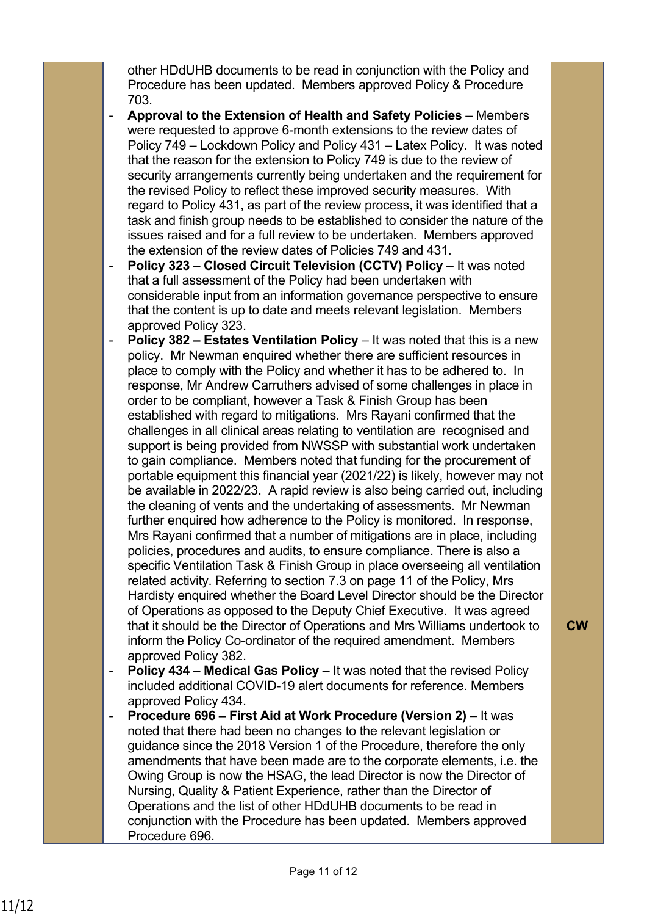| | | |
|---|---|---|
| | other HDdUHB documents to be read in conjunction with the Policy and Procedure has been updated. Members approved Policy & Procedure 703.<br>- **Approval to the Extension of Health and Safety Policies** – Members were requested to approve 6-month extensions to the review dates of Policy 749 – Lockdown Policy and Policy 431 – Latex Policy. It was noted that the reason for the extension to Policy 749 is due to the review of security arrangements currently being undertaken and the requirement for the revised Policy to reflect these improved security measures. With regard to Policy 431, as part of the review process, it was identified that a task and finish group needs to be established to consider the nature of the issues raised and for a full review to be undertaken. Members approved the extension of the review dates of Policies 749 and 431.<br>- **Policy 323 – Closed Circuit Television (CCTV) Policy** – It was noted that a full assessment of the Policy had been undertaken with considerable input from an information governance perspective to ensure that the content is up to date and meets relevant legislation. Members approved Policy 323.<br>- **Policy 382 – Estates Ventilation Policy** – It was noted that this is a new policy. Mr Newman enquired whether there are sufficient resources in place to comply with the Policy and whether it has to be adhered to. In response, Mr Andrew Carruthers advised of some challenges in place in order to be compliant, however a Task & Finish Group has been established with regard to mitigations. Mrs Rayani confirmed that the challenges in all clinical areas relating to ventilation are recognised and support is being provided from NWSSP with substantial work undertaken to gain compliance. Members noted that funding for the procurement of portable equipment this financial year (2021/22) is likely, however may not be available in 2022/23. A rapid review is also being carried out, including the cleaning of vents and the undertaking of assessments. Mr Newman further enquired how adherence to the Policy is monitored. In response, Mrs Rayani confirmed that a number of mitigations are in place, including policies, procedures and audits, to ensure compliance. There is also a specific Ventilation Task & Finish Group in place overseeing all ventilation related activity. Referring to section 7.3 on page 11 of the Policy, Mrs Hardisty enquired whether the Board Level Director should be the Director of Operations as opposed to the Deputy Chief Executive. It was agreed that it should be the Director of Operations and Mrs Williams undertook to inform the Policy Co-ordinator of the required amendment. Members approved Policy 382.<br>- **Policy 434 – Medical Gas Policy** – It was noted that the revised Policy included additional COVID-19 alert documents for reference. Members approved Policy 434.<br>- **Procedure 696 – First Aid at Work Procedure (Version 2)** – It was noted that there had been no changes to the relevant legislation or guidance since the 2018 Version 1 of the Procedure, therefore the only amendments that have been made are to the corporate elements, i.e. the Owing Group is now the HSAG, the lead Director is now the Director of Nursing, Quality & Patient Experience, rather than the Director of Operations and the list of other HDdUHB documents to be read in conjunction with the Procedure has been updated. Members approved Procedure 696. | **CW** |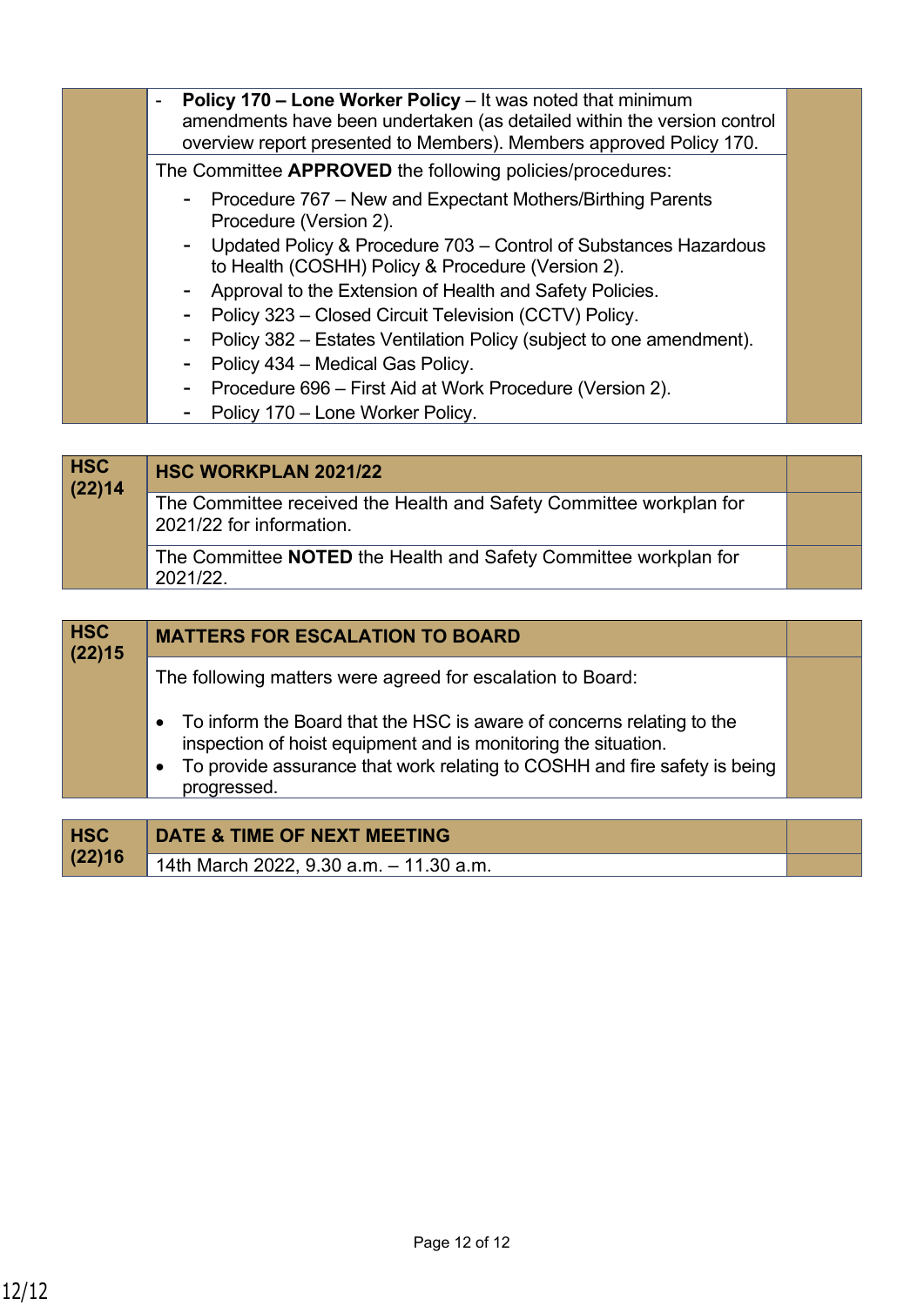| | | |
|---|---|---|
| | - **Policy 170 – Lone Worker Policy** – It was noted that minimum amendments have been undertaken (as detailed within the version control overview report presented to Members). Members approved Policy 170. | |
| | The Committee **APPROVED** the following policies/procedures:<br>- Procedure 767 – New and Expectant Mothers/Birthing Parents Procedure (Version 2).<br>- Updated Policy & Procedure 703 – Control of Substances Hazardous to Health (COSHH) Policy & Procedure (Version 2).<br>- Approval to the Extension of Health and Safety Policies.<br>- Policy 323 – Closed Circuit Television (CCTV) Policy.<br>- Policy 382 – Estates Ventilation Policy (subject to one amendment).<br>- Policy 434 – Medical Gas Policy.<br>- Procedure 696 – First Aid at Work Procedure (Version 2).<br>- Policy 170 – Lone Worker Policy. | |

| | | |
|---|---|---|
| **HSC (22)14** | **HSC WORKPLAN 2021/22** | |
| | The Committee received the Health and Safety Committee workplan for 2021/22 for information. | |
| | The Committee **NOTED** the Health and Safety Committee workplan for 2021/22. | |

| | | |
|---|---|---|
| **HSC (22)15** | **MATTERS FOR ESCALATION TO BOARD** | |
| | The following matters were agreed for escalation to Board:<br>• To inform the Board that the HSC is aware of concerns relating to the inspection of hoist equipment and is monitoring the situation.<br>• To provide assurance that work relating to COSHH and fire safety is being progressed. | |

| | | |
|---|---|---|
| **HSC (22)16** | **DATE & TIME OF NEXT MEETING** | |
| | 14th March 2022, 9.30 a.m. – 11.30 a.m. | |